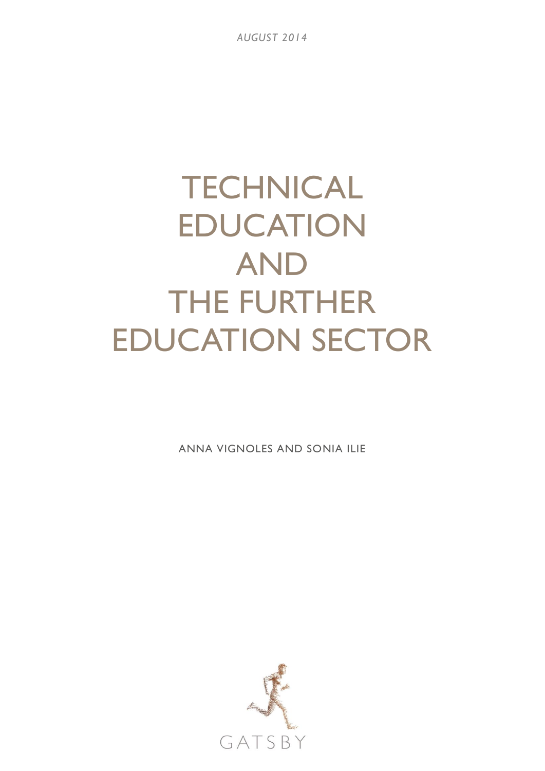*AUGUST 2014*

# TECHNICAL EDUCATION AND THE FURTHER EDUCATION SECTOR

ANNA VIGNOLES AND SONIA ILIE

GATSBY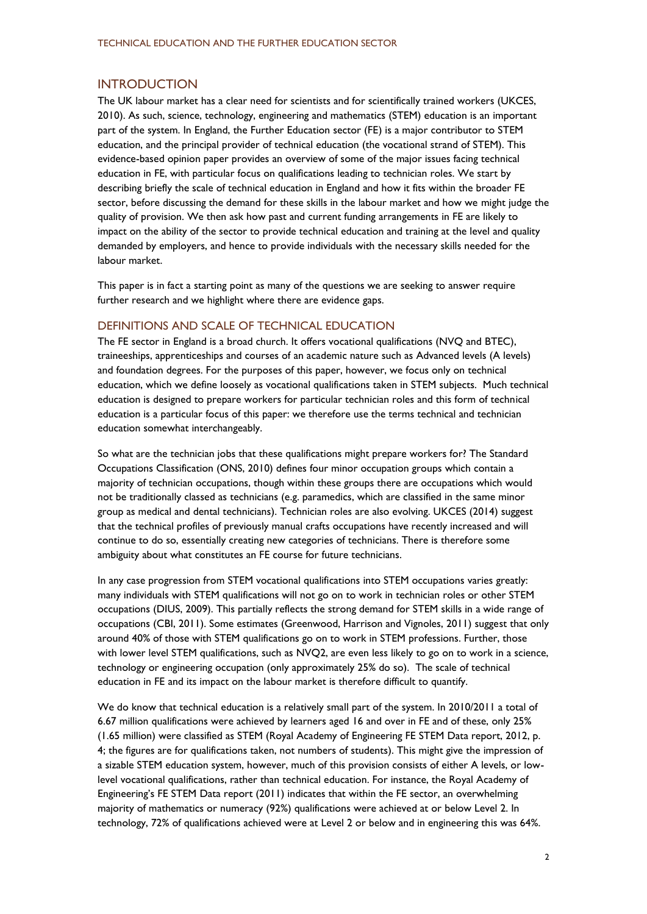## INTRODUCTION

The UK labour market has a clear need for scientists and for scientifically trained workers (UKCES, 2010). As such, science, technology, engineering and mathematics (STEM) education is an important part of the system. In England, the Further Education sector (FE) is a major contributor to STEM education, and the principal provider of technical education (the vocational strand of STEM). This evidence-based opinion paper provides an overview of some of the major issues facing technical education in FE, with particular focus on qualifications leading to technician roles. We start by describing briefly the scale of technical education in England and how it fits within the broader FE sector, before discussing the demand for these skills in the labour market and how we might judge the quality of provision. We then ask how past and current funding arrangements in FE are likely to impact on the ability of the sector to provide technical education and training at the level and quality demanded by employers, and hence to provide individuals with the necessary skills needed for the labour market.

This paper is in fact a starting point as many of the questions we are seeking to answer require further research and we highlight where there are evidence gaps.

### DEFINITIONS AND SCALE OF TECHNICAL EDUCATION

The FE sector in England is a broad church. It offers vocational qualifications (NVQ and BTEC), traineeships, apprenticeships and courses of an academic nature such as Advanced levels (A levels) and foundation degrees. For the purposes of this paper, however, we focus only on technical education, which we define loosely as vocational qualifications taken in STEM subjects. Much technical education is designed to prepare workers for particular technician roles and this form of technical education is a particular focus of this paper: we therefore use the terms technical and technician education somewhat interchangeably.

So what are the technician jobs that these qualifications might prepare workers for? The Standard Occupations Classification (ONS, 2010) defines four minor occupation groups which contain a majority of technician occupations, though within these groups there are occupations which would not be traditionally classed as technicians (e.g. paramedics, which are classified in the same minor group as medical and dental technicians). Technician roles are also evolving. UKCES (2014) suggest that the technical profiles of previously manual crafts occupations have recently increased and will continue to do so, essentially creating new categories of technicians. There is therefore some ambiguity about what constitutes an FE course for future technicians.

In any case progression from STEM vocational qualifications into STEM occupations varies greatly: many individuals with STEM qualifications will not go on to work in technician roles or other STEM occupations (DIUS, 2009). This partially reflects the strong demand for STEM skills in a wide range of occupations (CBI, 2011). Some estimates (Greenwood, Harrison and Vignoles, 2011) suggest that only around 40% of those with STEM qualifications go on to work in STEM professions. Further, those with lower level STEM qualifications, such as NVQ2, are even less likely to go on to work in a science, technology or engineering occupation (only approximately 25% do so). The scale of technical education in FE and its impact on the labour market is therefore difficult to quantify.

We do know that technical education is a relatively small part of the system. In 2010/2011 a total of 6.67 million qualifications were achieved by learners aged 16 and over in FE and of these, only 25% (1.65 million) were classified as STEM (Royal Academy of Engineering FE STEM Data report, 2012, p. 4; the figures are for qualifications taken, not numbers of students). This might give the impression of a sizable STEM education system, however, much of this provision consists of either A levels, or low-level vocational qualifications, rather than technical education. For instance, the Royal Academy of Engineering's FE STEM Data report (2011) indicates that within the FE sector, an overwhelming majority of mathematics or numeracy (92%) qualifications were achieved at or below Level 2. In technology, 72% of qualifications achieved were at Level 2 or below and in engineering this was 64%.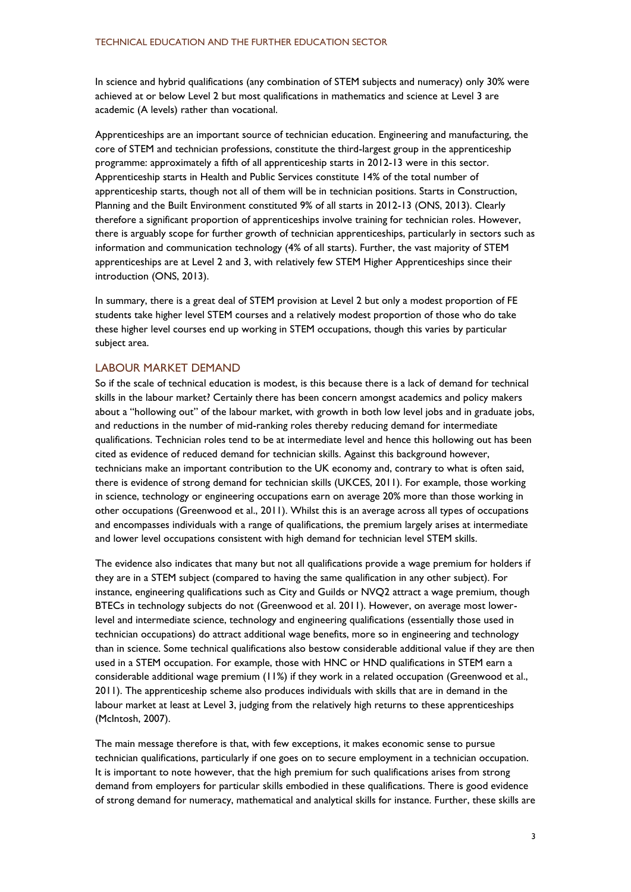In science and hybrid qualifications (any combination of STEM subjects and numeracy) only 30% were achieved at or below Level 2 but most qualifications in mathematics and science at Level 3 are academic (A levels) rather than vocational.

Apprenticeships are an important source of technician education. Engineering and manufacturing, the core of STEM and technician professions, constitute the third-largest group in the apprenticeship programme: approximately a fifth of all apprenticeship starts in 2012-13 were in this sector. Apprenticeship starts in Health and Public Services constitute 14% of the total number of apprenticeship starts, though not all of them will be in technician positions. Starts in Construction, Planning and the Built Environment constituted 9% of all starts in 2012-13 (ONS, 2013). Clearly therefore a significant proportion of apprenticeships involve training for technician roles. However, there is arguably scope for further growth of technician apprenticeships, particularly in sectors such as information and communication technology (4% of all starts). Further, the vast majority of STEM apprenticeships are at Level 2 and 3, with relatively few STEM Higher Apprenticeships since their introduction (ONS, 2013).

In summary, there is a great deal of STEM provision at Level 2 but only a modest proportion of FE students take higher level STEM courses and a relatively modest proportion of those who do take these higher level courses end up working in STEM occupations, though this varies by particular subject area.

## LABOUR MARKET DEMAND

So if the scale of technical education is modest, is this because there is a lack of demand for technical skills in the labour market? Certainly there has been concern amongst academics and policy makers about a "hollowing out" of the labour market, with growth in both low level jobs and in graduate jobs, and reductions in the number of mid-ranking roles thereby reducing demand for intermediate qualifications. Technician roles tend to be at intermediate level and hence this hollowing out has been cited as evidence of reduced demand for technician skills. Against this background however, technicians make an important contribution to the UK economy and, contrary to what is often said, there is evidence of strong demand for technician skills (UKCES, 2011). For example, those working in science, technology or engineering occupations earn on average 20% more than those working in other occupations (Greenwood et al., 2011). Whilst this is an average across all types of occupations and encompasses individuals with a range of qualifications, the premium largely arises at intermediate and lower level occupations consistent with high demand for technician level STEM skills.

The evidence also indicates that many but not all qualifications provide a wage premium for holders if they are in a STEM subject (compared to having the same qualification in any other subject). For instance, engineering qualifications such as City and Guilds or NVQ2 attract a wage premium, though BTECs in technology subjects do not (Greenwood et al. 2011). However, on average most lower-level and intermediate science, technology and engineering qualifications (essentially those used in technician occupations) do attract additional wage benefits, more so in engineering and technology than in science. Some technical qualifications also bestow considerable additional value if they are then used in a STEM occupation. For example, those with HNC or HND qualifications in STEM earn a considerable additional wage premium (11%) if they work in a related occupation (Greenwood et al., 2011). The apprenticeship scheme also produces individuals with skills that are in demand in the labour market at least at Level 3, judging from the relatively high returns to these apprenticeships (McIntosh, 2007).

The main message therefore is that, with few exceptions, it makes economic sense to pursue technician qualifications, particularly if one goes on to secure employment in a technician occupation. It is important to note however, that the high premium for such qualifications arises from strong demand from employers for particular skills embodied in these qualifications. There is good evidence of strong demand for numeracy, mathematical and analytical skills for instance. Further, these skills are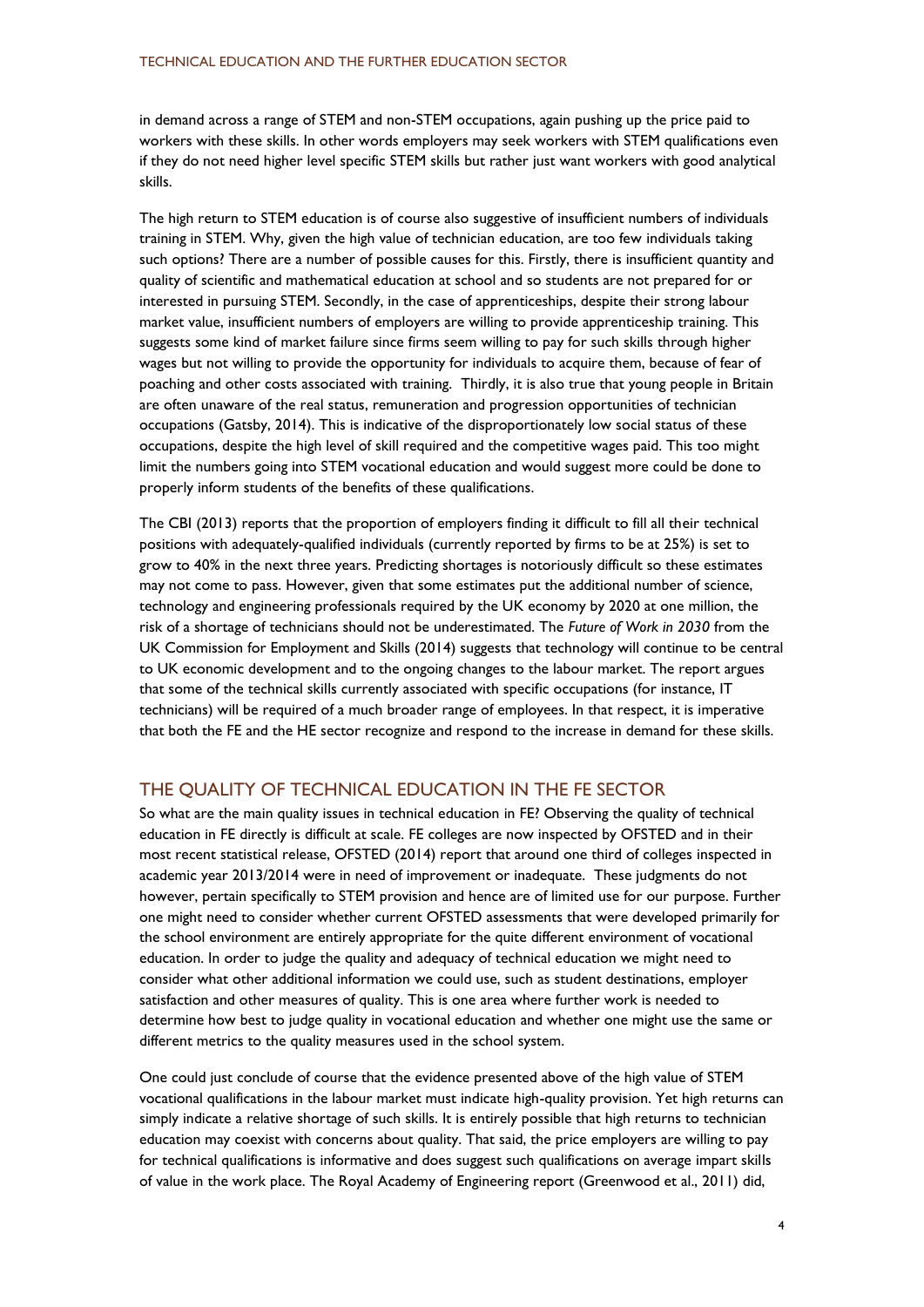in demand across a range of STEM and non-STEM occupations, again pushing up the price paid to workers with these skills. In other words employers may seek workers with STEM qualifications even if they do not need higher level specific STEM skills but rather just want workers with good analytical skills.

The high return to STEM education is of course also suggestive of insufficient numbers of individuals training in STEM. Why, given the high value of technician education, are too few individuals taking such options? There are a number of possible causes for this. Firstly, there is insufficient quantity and quality of scientific and mathematical education at school and so students are not prepared for or interested in pursuing STEM. Secondly, in the case of apprenticeships, despite their strong labour market value, insufficient numbers of employers are willing to provide apprenticeship training. This suggests some kind of market failure since firms seem willing to pay for such skills through higher wages but not willing to provide the opportunity for individuals to acquire them, because of fear of poaching and other costs associated with training. Thirdly, it is also true that young people in Britain are often unaware of the real status, remuneration and progression opportunities of technician occupations (Gatsby, 2014). This is indicative of the disproportionately low social status of these occupations, despite the high level of skill required and the competitive wages paid. This too might limit the numbers going into STEM vocational education and would suggest more could be done to properly inform students of the benefits of these qualifications.

The CBI (2013) reports that the proportion of employers finding it difficult to fill all their technical positions with adequately-qualified individuals (currently reported by firms to be at 25%) is set to grow to 40% in the next three years. Predicting shortages is notoriously difficult so these estimates may not come to pass. However, given that some estimates put the additional number of science, technology and engineering professionals required by the UK economy by 2020 at one million, the risk of a shortage of technicians should not be underestimated. The *Future of Work in 2030* from the UK Commission for Employment and Skills (2014) suggests that technology will continue to be central to UK economic development and to the ongoing changes to the labour market. The report argues that some of the technical skills currently associated with specific occupations (for instance, IT technicians) will be required of a much broader range of employees. In that respect, it is imperative that both the FE and the HE sector recognize and respond to the increase in demand for these skills.

## THE QUALITY OF TECHNICAL EDUCATION IN THE FE SECTOR

So what are the main quality issues in technical education in FE? Observing the quality of technical education in FE directly is difficult at scale. FE colleges are now inspected by OFSTED and in their most recent statistical release, OFSTED (2014) report that around one third of colleges inspected in academic year 2013/2014 were in need of improvement or inadequate. These judgments do not however, pertain specifically to STEM provision and hence are of limited use for our purpose. Further one might need to consider whether current OFSTED assessments that were developed primarily for the school environment are entirely appropriate for the quite different environment of vocational education. In order to judge the quality and adequacy of technical education we might need to consider what other additional information we could use, such as student destinations, employer satisfaction and other measures of quality. This is one area where further work is needed to determine how best to judge quality in vocational education and whether one might use the same or different metrics to the quality measures used in the school system.

One could just conclude of course that the evidence presented above of the high value of STEM vocational qualifications in the labour market must indicate high-quality provision. Yet high returns can simply indicate a relative shortage of such skills. It is entirely possible that high returns to technician education may coexist with concerns about quality. That said, the price employers are willing to pay for technical qualifications is informative and does suggest such qualifications on average impart skills of value in the work place. The Royal Academy of Engineering report (Greenwood et al., 2011) did,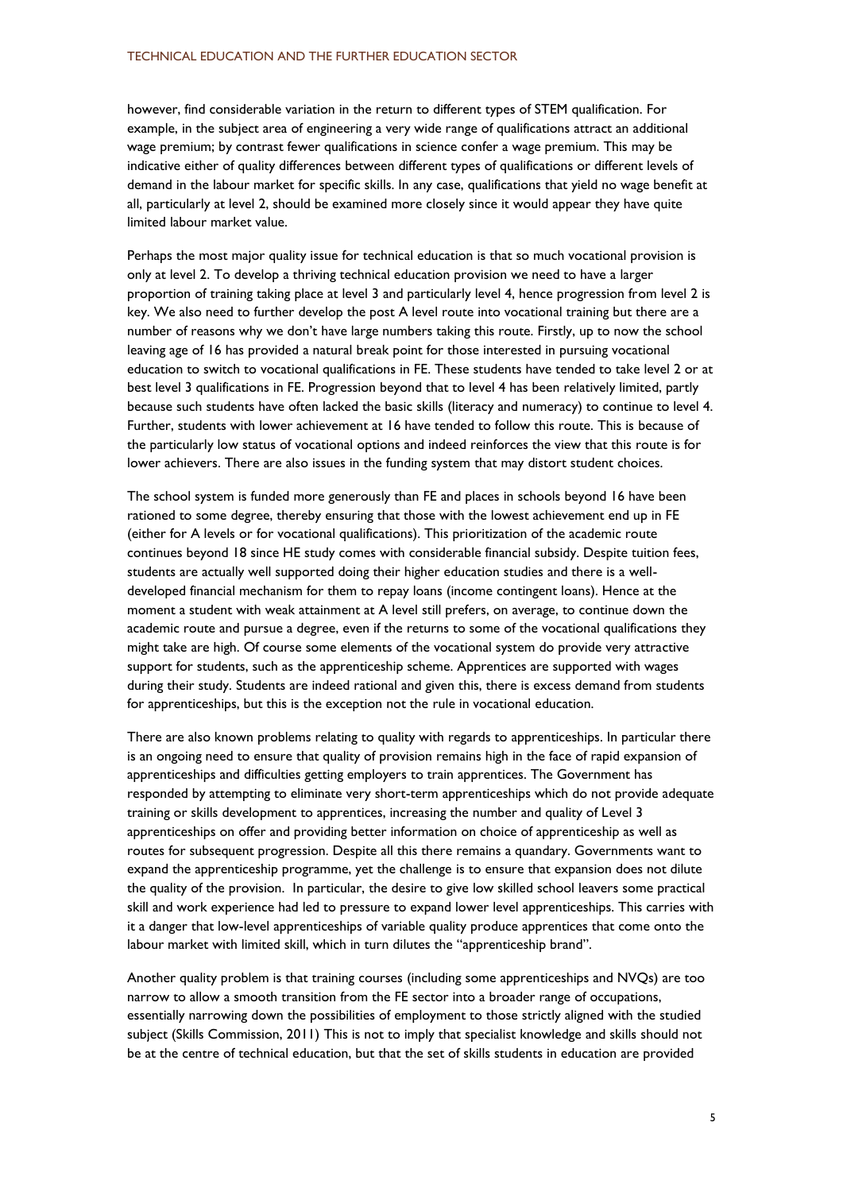however, find considerable variation in the return to different types of STEM qualification. For example, in the subject area of engineering a very wide range of qualifications attract an additional wage premium; by contrast fewer qualifications in science confer a wage premium. This may be indicative either of quality differences between different types of qualifications or different levels of demand in the labour market for specific skills. In any case, qualifications that yield no wage benefit at all, particularly at level 2, should be examined more closely since it would appear they have quite limited labour market value.

Perhaps the most major quality issue for technical education is that so much vocational provision is only at level 2. To develop a thriving technical education provision we need to have a larger proportion of training taking place at level 3 and particularly level 4, hence progression from level 2 is key. We also need to further develop the post A level route into vocational training but there are a number of reasons why we don't have large numbers taking this route. Firstly, up to now the school leaving age of 16 has provided a natural break point for those interested in pursuing vocational education to switch to vocational qualifications in FE. These students have tended to take level 2 or at best level 3 qualifications in FE. Progression beyond that to level 4 has been relatively limited, partly because such students have often lacked the basic skills (literacy and numeracy) to continue to level 4. Further, students with lower achievement at 16 have tended to follow this route. This is because of the particularly low status of vocational options and indeed reinforces the view that this route is for lower achievers. There are also issues in the funding system that may distort student choices.

The school system is funded more generously than FE and places in schools beyond 16 have been rationed to some degree, thereby ensuring that those with the lowest achievement end up in FE (either for A levels or for vocational qualifications). This prioritization of the academic route continues beyond 18 since HE study comes with considerable financial subsidy. Despite tuition fees, students are actually well supported doing their higher education studies and there is a well-developed financial mechanism for them to repay loans (income contingent loans). Hence at the moment a student with weak attainment at A level still prefers, on average, to continue down the academic route and pursue a degree, even if the returns to some of the vocational qualifications they might take are high. Of course some elements of the vocational system do provide very attractive support for students, such as the apprenticeship scheme. Apprentices are supported with wages during their study. Students are indeed rational and given this, there is excess demand from students for apprenticeships, but this is the exception not the rule in vocational education.

There are also known problems relating to quality with regards to apprenticeships. In particular there is an ongoing need to ensure that quality of provision remains high in the face of rapid expansion of apprenticeships and difficulties getting employers to train apprentices. The Government has responded by attempting to eliminate very short-term apprenticeships which do not provide adequate training or skills development to apprentices, increasing the number and quality of Level 3 apprenticeships on offer and providing better information on choice of apprenticeship as well as routes for subsequent progression. Despite all this there remains a quandary. Governments want to expand the apprenticeship programme, yet the challenge is to ensure that expansion does not dilute the quality of the provision. In particular, the desire to give low skilled school leavers some practical skill and work experience had led to pressure to expand lower level apprenticeships. This carries with it a danger that low-level apprenticeships of variable quality produce apprentices that come onto the labour market with limited skill, which in turn dilutes the "apprenticeship brand".

Another quality problem is that training courses (including some apprenticeships and NVQs) are too narrow to allow a smooth transition from the FE sector into a broader range of occupations, essentially narrowing down the possibilities of employment to those strictly aligned with the studied subject (Skills Commission, 2011) This is not to imply that specialist knowledge and skills should not be at the centre of technical education, but that the set of skills students in education are provided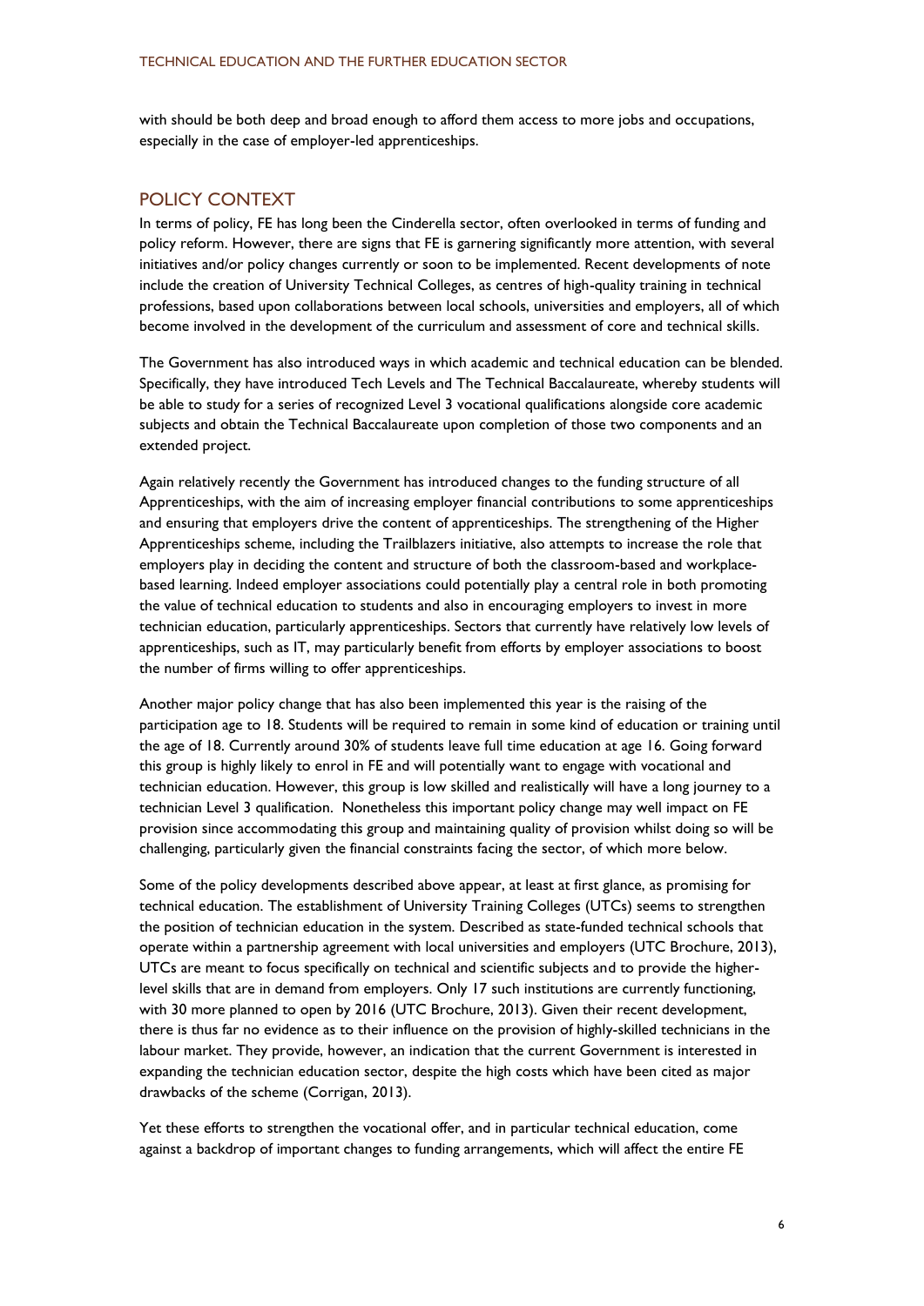with should be both deep and broad enough to afford them access to more jobs and occupations, especially in the case of employer-led apprenticeships.

## POLICY CONTEXT

In terms of policy, FE has long been the Cinderella sector, often overlooked in terms of funding and policy reform. However, there are signs that FE is garnering significantly more attention, with several initiatives and/or policy changes currently or soon to be implemented. Recent developments of note include the creation of University Technical Colleges, as centres of high-quality training in technical professions, based upon collaborations between local schools, universities and employers, all of which become involved in the development of the curriculum and assessment of core and technical skills.

The Government has also introduced ways in which academic and technical education can be blended. Specifically, they have introduced Tech Levels and The Technical Baccalaureate, whereby students will be able to study for a series of recognized Level 3 vocational qualifications alongside core academic subjects and obtain the Technical Baccalaureate upon completion of those two components and an extended project.

Again relatively recently the Government has introduced changes to the funding structure of all Apprenticeships, with the aim of increasing employer financial contributions to some apprenticeships and ensuring that employers drive the content of apprenticeships. The strengthening of the Higher Apprenticeships scheme, including the Trailblazers initiative, also attempts to increase the role that employers play in deciding the content and structure of both the classroom-based and workplace-based learning. Indeed employer associations could potentially play a central role in both promoting the value of technical education to students and also in encouraging employers to invest in more technician education, particularly apprenticeships. Sectors that currently have relatively low levels of apprenticeships, such as IT, may particularly benefit from efforts by employer associations to boost the number of firms willing to offer apprenticeships.

Another major policy change that has also been implemented this year is the raising of the participation age to 18. Students will be required to remain in some kind of education or training until the age of 18. Currently around 30% of students leave full time education at age 16. Going forward this group is highly likely to enrol in FE and will potentially want to engage with vocational and technician education. However, this group is low skilled and realistically will have a long journey to a technician Level 3 qualification. Nonetheless this important policy change may well impact on FE provision since accommodating this group and maintaining quality of provision whilst doing so will be challenging, particularly given the financial constraints facing the sector, of which more below.

Some of the policy developments described above appear, at least at first glance, as promising for technical education. The establishment of University Training Colleges (UTCs) seems to strengthen the position of technician education in the system. Described as state-funded technical schools that operate within a partnership agreement with local universities and employers (UTC Brochure, 2013), UTCs are meant to focus specifically on technical and scientific subjects and to provide the higher-level skills that are in demand from employers. Only 17 such institutions are currently functioning, with 30 more planned to open by 2016 (UTC Brochure, 2013). Given their recent development, there is thus far no evidence as to their influence on the provision of highly-skilled technicians in the labour market. They provide, however, an indication that the current Government is interested in expanding the technician education sector, despite the high costs which have been cited as major drawbacks of the scheme (Corrigan, 2013).

Yet these efforts to strengthen the vocational offer, and in particular technical education, come against a backdrop of important changes to funding arrangements, which will affect the entire FE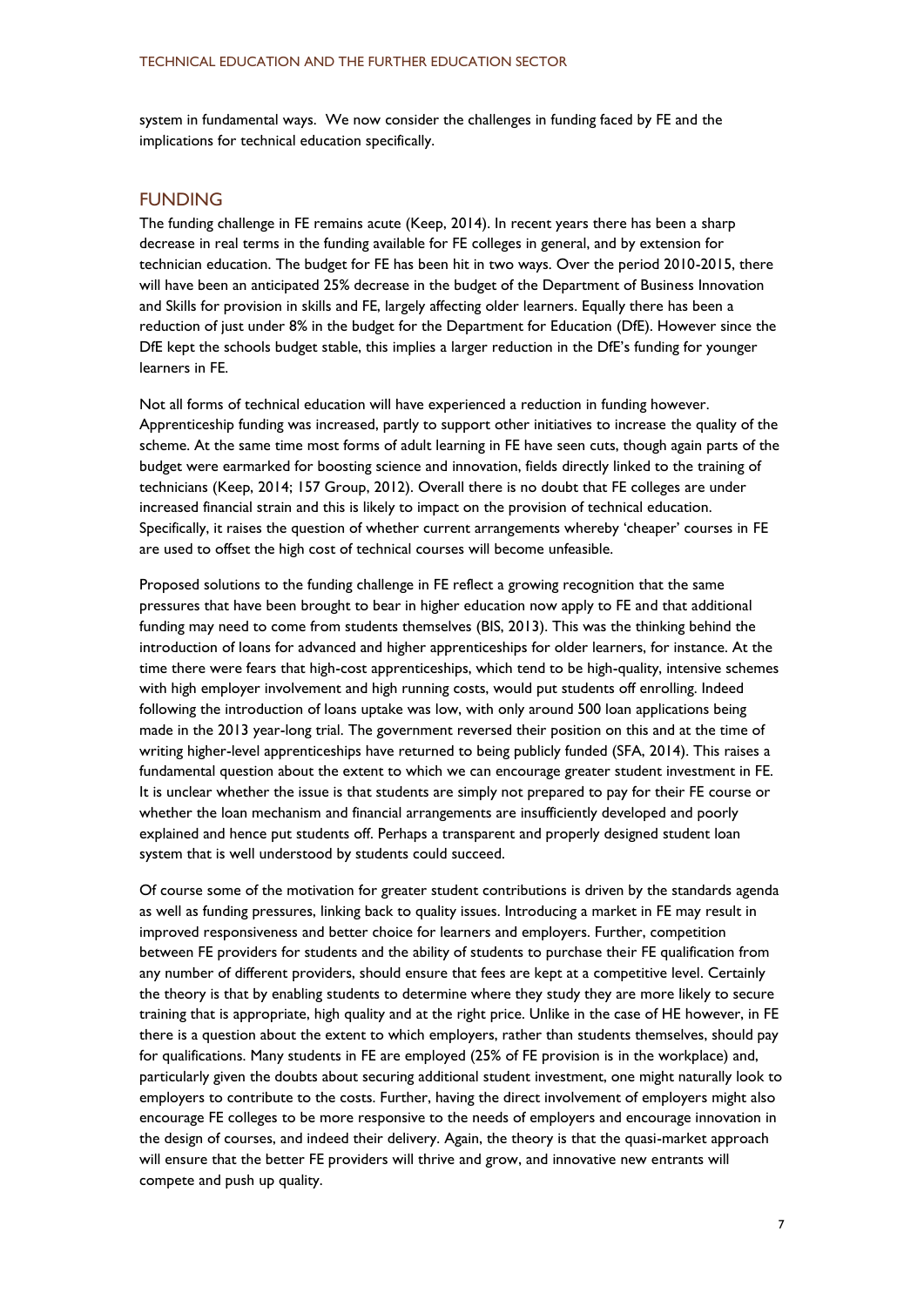system in fundamental ways. We now consider the challenges in funding faced by FE and the implications for technical education specifically.

## FUNDING

The funding challenge in FE remains acute (Keep, 2014). In recent years there has been a sharp decrease in real terms in the funding available for FE colleges in general, and by extension for technician education. The budget for FE has been hit in two ways. Over the period 2010-2015, there will have been an anticipated 25% decrease in the budget of the Department of Business Innovation and Skills for provision in skills and FE, largely affecting older learners. Equally there has been a reduction of just under 8% in the budget for the Department for Education (DfE). However since the DfE kept the schools budget stable, this implies a larger reduction in the DfE's funding for younger learners in FE.

Not all forms of technical education will have experienced a reduction in funding however. Apprenticeship funding was increased, partly to support other initiatives to increase the quality of the scheme. At the same time most forms of adult learning in FE have seen cuts, though again parts of the budget were earmarked for boosting science and innovation, fields directly linked to the training of technicians (Keep, 2014; 157 Group, 2012). Overall there is no doubt that FE colleges are under increased financial strain and this is likely to impact on the provision of technical education. Specifically, it raises the question of whether current arrangements whereby 'cheaper' courses in FE are used to offset the high cost of technical courses will become unfeasible.

Proposed solutions to the funding challenge in FE reflect a growing recognition that the same pressures that have been brought to bear in higher education now apply to FE and that additional funding may need to come from students themselves (BIS, 2013). This was the thinking behind the introduction of loans for advanced and higher apprenticeships for older learners, for instance. At the time there were fears that high-cost apprenticeships, which tend to be high-quality, intensive schemes with high employer involvement and high running costs, would put students off enrolling. Indeed following the introduction of loans uptake was low, with only around 500 loan applications being made in the 2013 year-long trial. The government reversed their position on this and at the time of writing higher-level apprenticeships have returned to being publicly funded (SFA, 2014). This raises a fundamental question about the extent to which we can encourage greater student investment in FE. It is unclear whether the issue is that students are simply not prepared to pay for their FE course or whether the loan mechanism and financial arrangements are insufficiently developed and poorly explained and hence put students off. Perhaps a transparent and properly designed student loan system that is well understood by students could succeed.

Of course some of the motivation for greater student contributions is driven by the standards agenda as well as funding pressures, linking back to quality issues. Introducing a market in FE may result in improved responsiveness and better choice for learners and employers. Further, competition between FE providers for students and the ability of students to purchase their FE qualification from any number of different providers, should ensure that fees are kept at a competitive level. Certainly the theory is that by enabling students to determine where they study they are more likely to secure training that is appropriate, high quality and at the right price. Unlike in the case of HE however, in FE there is a question about the extent to which employers, rather than students themselves, should pay for qualifications. Many students in FE are employed (25% of FE provision is in the workplace) and, particularly given the doubts about securing additional student investment, one might naturally look to employers to contribute to the costs. Further, having the direct involvement of employers might also encourage FE colleges to be more responsive to the needs of employers and encourage innovation in the design of courses, and indeed their delivery. Again, the theory is that the quasi-market approach will ensure that the better FE providers will thrive and grow, and innovative new entrants will compete and push up quality.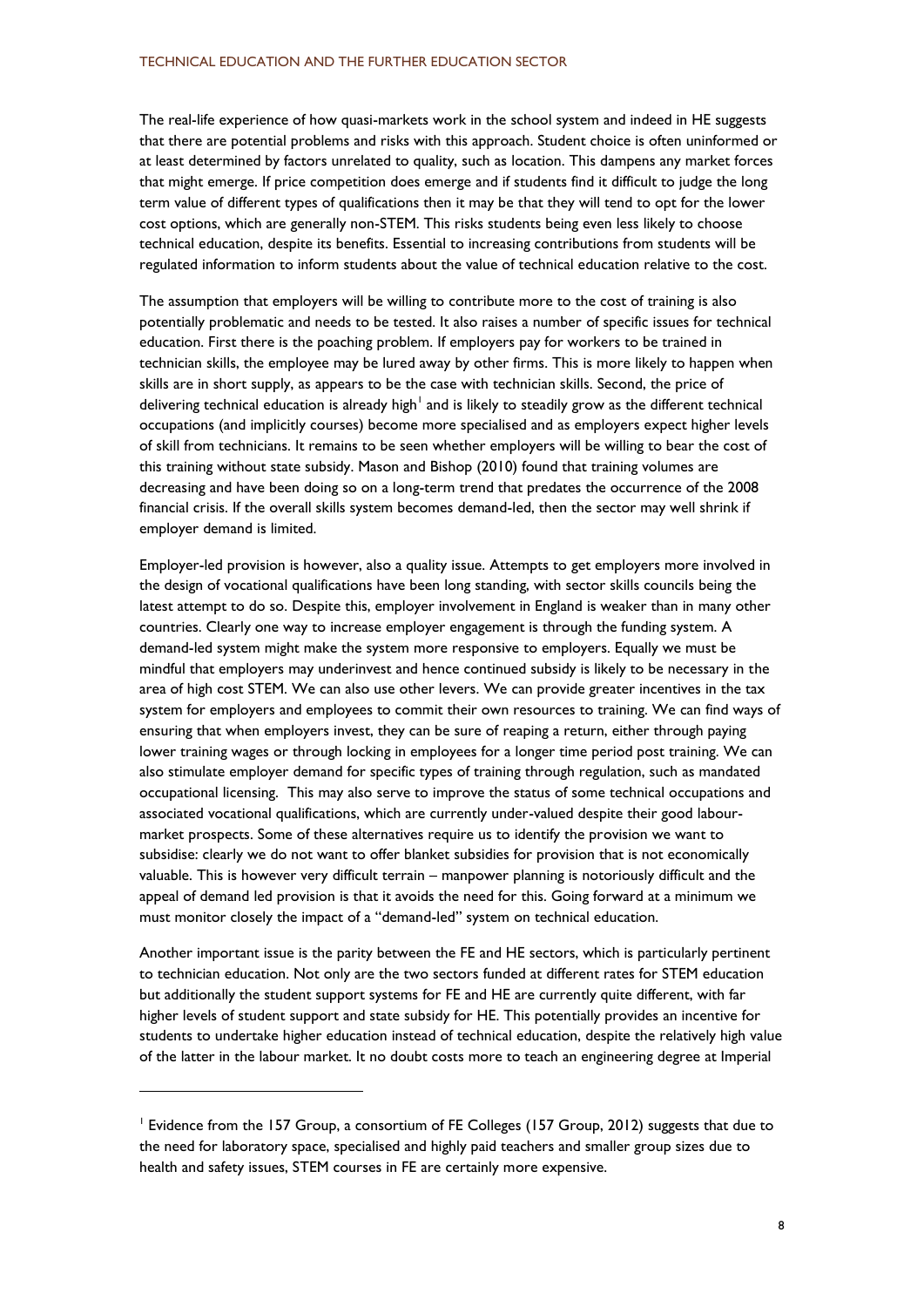The real-life experience of how quasi-markets work in the school system and indeed in HE suggests that there are potential problems and risks with this approach. Student choice is often uninformed or at least determined by factors unrelated to quality, such as location. This dampens any market forces that might emerge. If price competition does emerge and if students find it difficult to judge the long term value of different types of qualifications then it may be that they will tend to opt for the lower cost options, which are generally non-STEM. This risks students being even less likely to choose technical education, despite its benefits. Essential to increasing contributions from students will be regulated information to inform students about the value of technical education relative to the cost.

The assumption that employers will be willing to contribute more to the cost of training is also potentially problematic and needs to be tested. It also raises a number of specific issues for technical education. First there is the poaching problem. If employers pay for workers to be trained in technician skills, the employee may be lured away by other firms. This is more likely to happen when skills are in short supply, as appears to be the case with technician skills. Second, the price of delivering technical education is already high[1] and is likely to steadily grow as the different technical occupations (and implicitly courses) become more specialised and as employers expect higher levels of skill from technicians. It remains to be seen whether employers will be willing to bear the cost of this training without state subsidy. Mason and Bishop (2010) found that training volumes are decreasing and have been doing so on a long-term trend that predates the occurrence of the 2008 financial crisis. If the overall skills system becomes demand-led, then the sector may well shrink if employer demand is limited.

Employer-led provision is however, also a quality issue. Attempts to get employers more involved in the design of vocational qualifications have been long standing, with sector skills councils being the latest attempt to do so. Despite this, employer involvement in England is weaker than in many other countries. Clearly one way to increase employer engagement is through the funding system. A demand-led system might make the system more responsive to employers. Equally we must be mindful that employers may underinvest and hence continued subsidy is likely to be necessary in the area of high cost STEM. We can also use other levers. We can provide greater incentives in the tax system for employers and employees to commit their own resources to training. We can find ways of ensuring that when employers invest, they can be sure of reaping a return, either through paying lower training wages or through locking in employees for a longer time period post training. We can also stimulate employer demand for specific types of training through regulation, such as mandated occupational licensing. This may also serve to improve the status of some technical occupations and associated vocational qualifications, which are currently under-valued despite their good labour-market prospects. Some of these alternatives require us to identify the provision we want to subsidise: clearly we do not want to offer blanket subsidies for provision that is not economically valuable. This is however very difficult terrain – manpower planning is notoriously difficult and the appeal of demand led provision is that it avoids the need for this. Going forward at a minimum we must monitor closely the impact of a "demand-led" system on technical education.

Another important issue is the parity between the FE and HE sectors, which is particularly pertinent to technician education. Not only are the two sectors funded at different rates for STEM education but additionally the student support systems for FE and HE are currently quite different, with far higher levels of student support and state subsidy for HE. This potentially provides an incentive for students to undertake higher education instead of technical education, despite the relatively high value of the latter in the labour market. It no doubt costs more to teach an engineering degree at Imperial

[1] Evidence from the 157 Group, a consortium of FE Colleges (157 Group, 2012) suggests that due to the need for laboratory space, specialised and highly paid teachers and smaller group sizes due to health and safety issues, STEM courses in FE are certainly more expensive.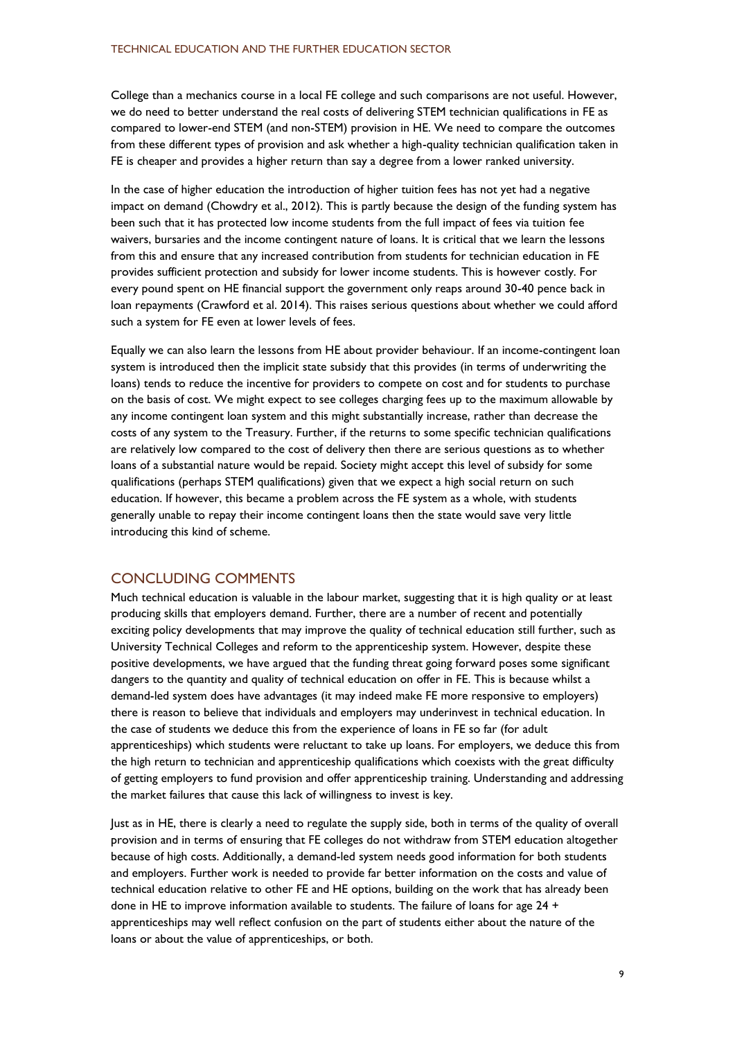College than a mechanics course in a local FE college and such comparisons are not useful. However, we do need to better understand the real costs of delivering STEM technician qualifications in FE as compared to lower-end STEM (and non-STEM) provision in HE. We need to compare the outcomes from these different types of provision and ask whether a high-quality technician qualification taken in FE is cheaper and provides a higher return than say a degree from a lower ranked university.

In the case of higher education the introduction of higher tuition fees has not yet had a negative impact on demand (Chowdry et al., 2012). This is partly because the design of the funding system has been such that it has protected low income students from the full impact of fees via tuition fee waivers, bursaries and the income contingent nature of loans. It is critical that we learn the lessons from this and ensure that any increased contribution from students for technician education in FE provides sufficient protection and subsidy for lower income students. This is however costly. For every pound spent on HE financial support the government only reaps around 30-40 pence back in loan repayments (Crawford et al. 2014). This raises serious questions about whether we could afford such a system for FE even at lower levels of fees.

Equally we can also learn the lessons from HE about provider behaviour. If an income-contingent loan system is introduced then the implicit state subsidy that this provides (in terms of underwriting the loans) tends to reduce the incentive for providers to compete on cost and for students to purchase on the basis of cost. We might expect to see colleges charging fees up to the maximum allowable by any income contingent loan system and this might substantially increase, rather than decrease the costs of any system to the Treasury. Further, if the returns to some specific technician qualifications are relatively low compared to the cost of delivery then there are serious questions as to whether loans of a substantial nature would be repaid. Society might accept this level of subsidy for some qualifications (perhaps STEM qualifications) given that we expect a high social return on such education. If however, this became a problem across the FE system as a whole, with students generally unable to repay their income contingent loans then the state would save very little introducing this kind of scheme.

## CONCLUDING COMMENTS

Much technical education is valuable in the labour market, suggesting that it is high quality or at least producing skills that employers demand. Further, there are a number of recent and potentially exciting policy developments that may improve the quality of technical education still further, such as University Technical Colleges and reform to the apprenticeship system. However, despite these positive developments, we have argued that the funding threat going forward poses some significant dangers to the quantity and quality of technical education on offer in FE. This is because whilst a demand-led system does have advantages (it may indeed make FE more responsive to employers) there is reason to believe that individuals and employers may underinvest in technical education. In the case of students we deduce this from the experience of loans in FE so far (for adult apprenticeships) which students were reluctant to take up loans. For employers, we deduce this from the high return to technician and apprenticeship qualifications which coexists with the great difficulty of getting employers to fund provision and offer apprenticeship training. Understanding and addressing the market failures that cause this lack of willingness to invest is key.

Just as in HE, there is clearly a need to regulate the supply side, both in terms of the quality of overall provision and in terms of ensuring that FE colleges do not withdraw from STEM education altogether because of high costs. Additionally, a demand-led system needs good information for both students and employers. Further work is needed to provide far better information on the costs and value of technical education relative to other FE and HE options, building on the work that has already been done in HE to improve information available to students. The failure of loans for age 24 + apprenticeships may well reflect confusion on the part of students either about the nature of the loans or about the value of apprenticeships, or both.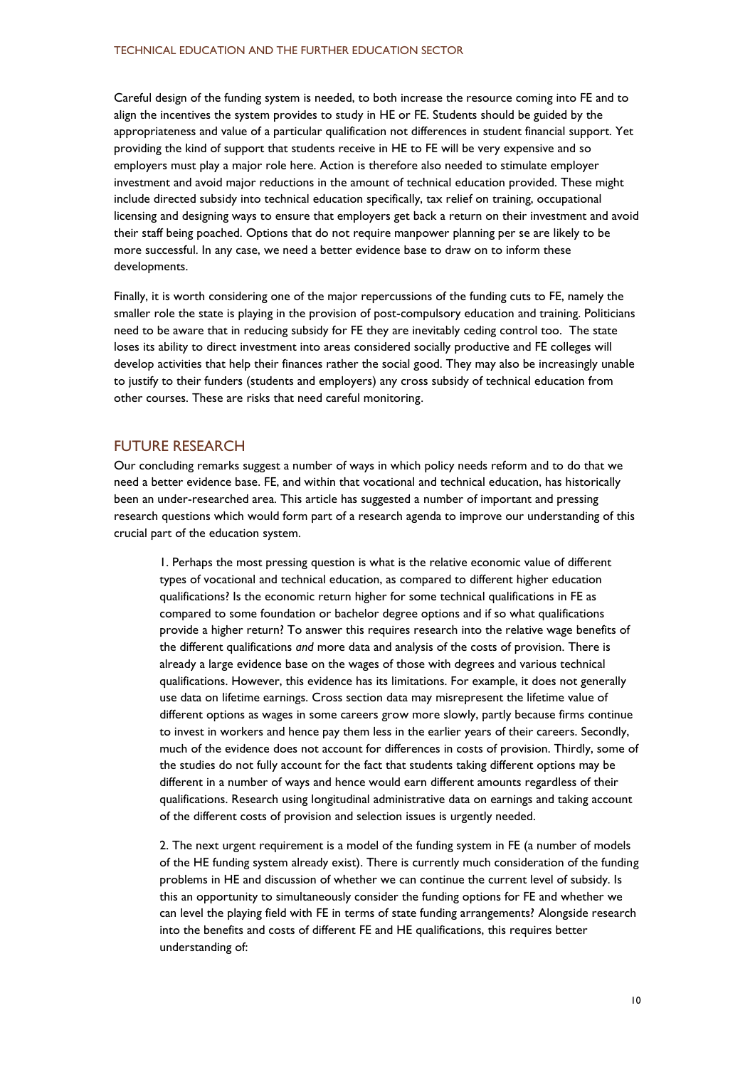Careful design of the funding system is needed, to both increase the resource coming into FE and to align the incentives the system provides to study in HE or FE. Students should be guided by the appropriateness and value of a particular qualification not differences in student financial support. Yet providing the kind of support that students receive in HE to FE will be very expensive and so employers must play a major role here. Action is therefore also needed to stimulate employer investment and avoid major reductions in the amount of technical education provided. These might include directed subsidy into technical education specifically, tax relief on training, occupational licensing and designing ways to ensure that employers get back a return on their investment and avoid their staff being poached. Options that do not require manpower planning per se are likely to be more successful. In any case, we need a better evidence base to draw on to inform these developments.

Finally, it is worth considering one of the major repercussions of the funding cuts to FE, namely the smaller role the state is playing in the provision of post-compulsory education and training. Politicians need to be aware that in reducing subsidy for FE they are inevitably ceding control too. The state loses its ability to direct investment into areas considered socially productive and FE colleges will develop activities that help their finances rather the social good. They may also be increasingly unable to justify to their funders (students and employers) any cross subsidy of technical education from other courses. These are risks that need careful monitoring.

## FUTURE RESEARCH

Our concluding remarks suggest a number of ways in which policy needs reform and to do that we need a better evidence base. FE, and within that vocational and technical education, has historically been an under-researched area. This article has suggested a number of important and pressing research questions which would form part of a research agenda to improve our understanding of this crucial part of the education system.

> 1. Perhaps the most pressing question is what is the relative economic value of different types of vocational and technical education, as compared to different higher education qualifications? Is the economic return higher for some technical qualifications in FE as compared to some foundation or bachelor degree options and if so what qualifications provide a higher return? To answer this requires research into the relative wage benefits of the different qualifications *and* more data and analysis of the costs of provision. There is already a large evidence base on the wages of those with degrees and various technical qualifications. However, this evidence has its limitations. For example, it does not generally use data on lifetime earnings. Cross section data may misrepresent the lifetime value of different options as wages in some careers grow more slowly, partly because firms continue to invest in workers and hence pay them less in the earlier years of their careers. Secondly, much of the evidence does not account for differences in costs of provision. Thirdly, some of the studies do not fully account for the fact that students taking different options may be different in a number of ways and hence would earn different amounts regardless of their qualifications. Research using longitudinal administrative data on earnings and taking account of the different costs of provision and selection issues is urgently needed.
>
> 2. The next urgent requirement is a model of the funding system in FE (a number of models of the HE funding system already exist). There is currently much consideration of the funding problems in HE and discussion of whether we can continue the current level of subsidy. Is this an opportunity to simultaneously consider the funding options for FE and whether we can level the playing field with FE in terms of state funding arrangements? Alongside research into the benefits and costs of different FE and HE qualifications, this requires better understanding of: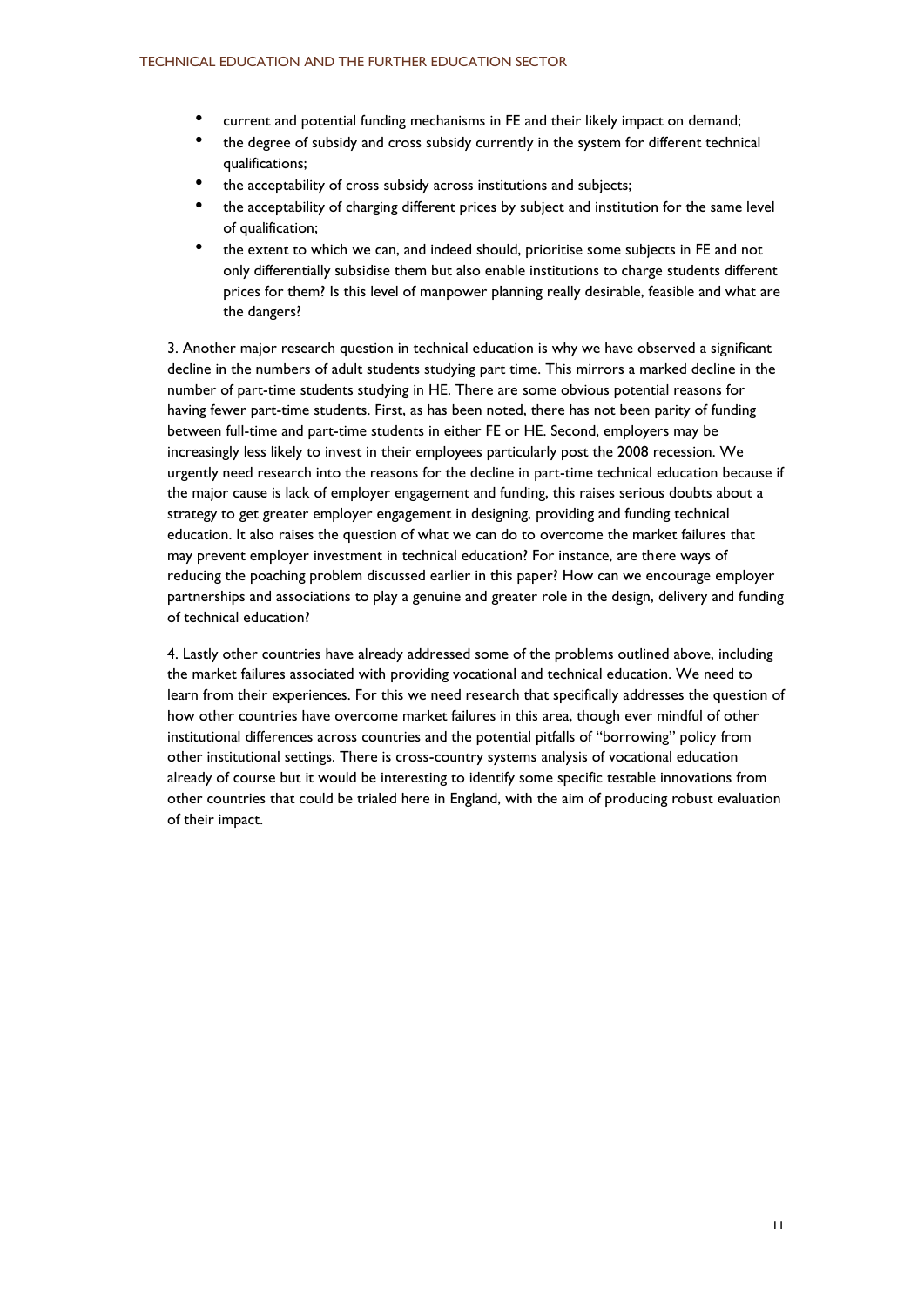- current and potential funding mechanisms in FE and their likely impact on demand;
- the degree of subsidy and cross subsidy currently in the system for different technical qualifications;
- the acceptability of cross subsidy across institutions and subjects;
- the acceptability of charging different prices by subject and institution for the same level of qualification;
- the extent to which we can, and indeed should, prioritise some subjects in FE and not only differentially subsidise them but also enable institutions to charge students different prices for them? Is this level of manpower planning really desirable, feasible and what are the dangers?

3. Another major research question in technical education is why we have observed a significant decline in the numbers of adult students studying part time. This mirrors a marked decline in the number of part-time students studying in HE. There are some obvious potential reasons for having fewer part-time students. First, as has been noted, there has not been parity of funding between full-time and part-time students in either FE or HE. Second, employers may be increasingly less likely to invest in their employees particularly post the 2008 recession. We urgently need research into the reasons for the decline in part-time technical education because if the major cause is lack of employer engagement and funding, this raises serious doubts about a strategy to get greater employer engagement in designing, providing and funding technical education. It also raises the question of what we can do to overcome the market failures that may prevent employer investment in technical education? For instance, are there ways of reducing the poaching problem discussed earlier in this paper? How can we encourage employer partnerships and associations to play a genuine and greater role in the design, delivery and funding of technical education?

4. Lastly other countries have already addressed some of the problems outlined above, including the market failures associated with providing vocational and technical education. We need to learn from their experiences. For this we need research that specifically addresses the question of how other countries have overcome market failures in this area, though ever mindful of other institutional differences across countries and the potential pitfalls of "borrowing" policy from other institutional settings. There is cross-country systems analysis of vocational education already of course but it would be interesting to identify some specific testable innovations from other countries that could be trialed here in England, with the aim of producing robust evaluation of their impact.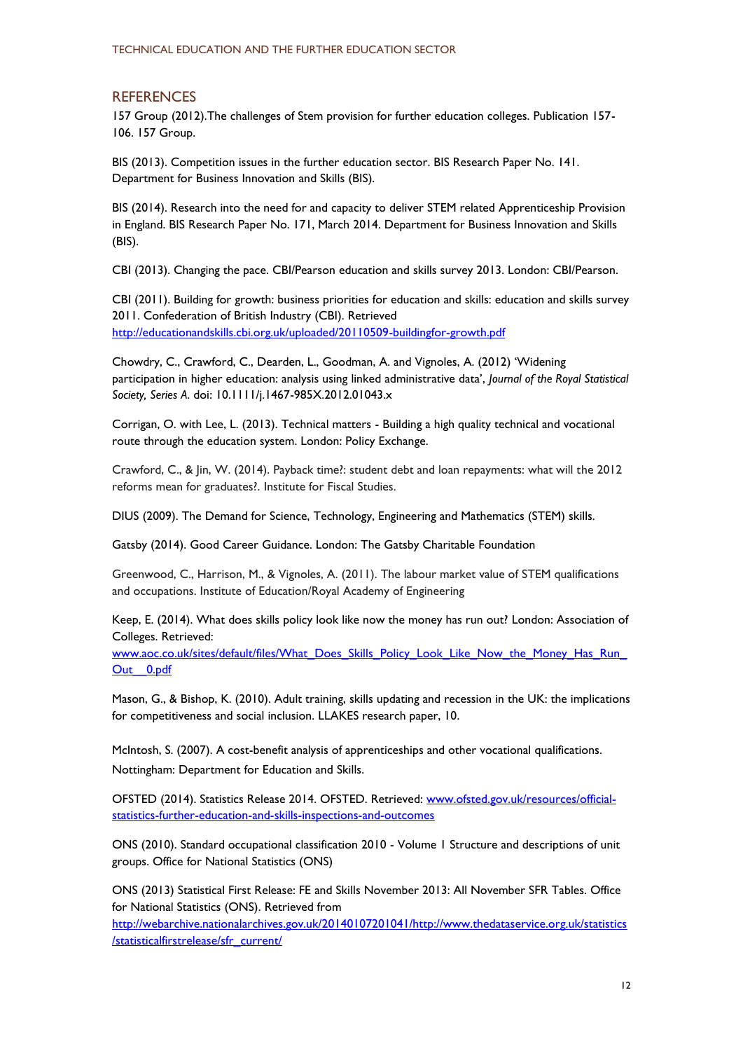## REFERENCES

157 Group (2012).The challenges of Stem provision for further education colleges. Publication 157-106. 157 Group.

BIS (2013). Competition issues in the further education sector. BIS Research Paper No. 141. Department for Business Innovation and Skills (BIS).

BIS (2014). Research into the need for and capacity to deliver STEM related Apprenticeship Provision in England. BIS Research Paper No. 171, March 2014. Department for Business Innovation and Skills (BIS).

CBI (2013). Changing the pace. CBI/Pearson education and skills survey 2013. London: CBI/Pearson.

CBI (2011). Building for growth: business priorities for education and skills: education and skills survey 2011. Confederation of British Industry (CBI). Retrieved http://educationandskills.cbi.org.uk/uploaded/20110509-buildingfor-growth.pdf

Chowdry, C., Crawford, C., Dearden, L., Goodman, A. and Vignoles, A. (2012) 'Widening participation in higher education: analysis using linked administrative data', *Journal of the Royal Statistical Society, Series A*. doi: 10.1111/j.1467-985X.2012.01043.x

Corrigan, O. with Lee, L. (2013). Technical matters - Building a high quality technical and vocational route through the education system. London: Policy Exchange.

Crawford, C., & Jin, W. (2014). Payback time?: student debt and loan repayments: what will the 2012 reforms mean for graduates?. Institute for Fiscal Studies.

DIUS (2009). The Demand for Science, Technology, Engineering and Mathematics (STEM) skills.

Gatsby (2014). Good Career Guidance. London: The Gatsby Charitable Foundation

Greenwood, C., Harrison, M., & Vignoles, A. (2011). The labour market value of STEM qualifications and occupations. Institute of Education/Royal Academy of Engineering

Keep, E. (2014). What does skills policy look like now the money has run out? London: Association of Colleges. Retrieved: www.aoc.co.uk/sites/default/files/What_Does_Skills_Policy_Look_Like_Now_the_Money_Has_Run_Out__0.pdf

Mason, G., & Bishop, K. (2010). Adult training, skills updating and recession in the UK: the implications for competitiveness and social inclusion. LLAKES research paper, 10.

McIntosh, S. (2007). A cost-benefit analysis of apprenticeships and other vocational qualifications. Nottingham: Department for Education and Skills.

OFSTED (2014). Statistics Release 2014. OFSTED. Retrieved: www.ofsted.gov.uk/resources/official-statistics-further-education-and-skills-inspections-and-outcomes

ONS (2010). Standard occupational classification 2010 - Volume 1 Structure and descriptions of unit groups. Office for National Statistics (ONS)

ONS (2013) Statistical First Release: FE and Skills November 2013: All November SFR Tables. Office for National Statistics (ONS). Retrieved from http://webarchive.nationalarchives.gov.uk/20140107201041/http://www.thedataservice.org.uk/statistics/statisticalfirstrelease/sfr_current/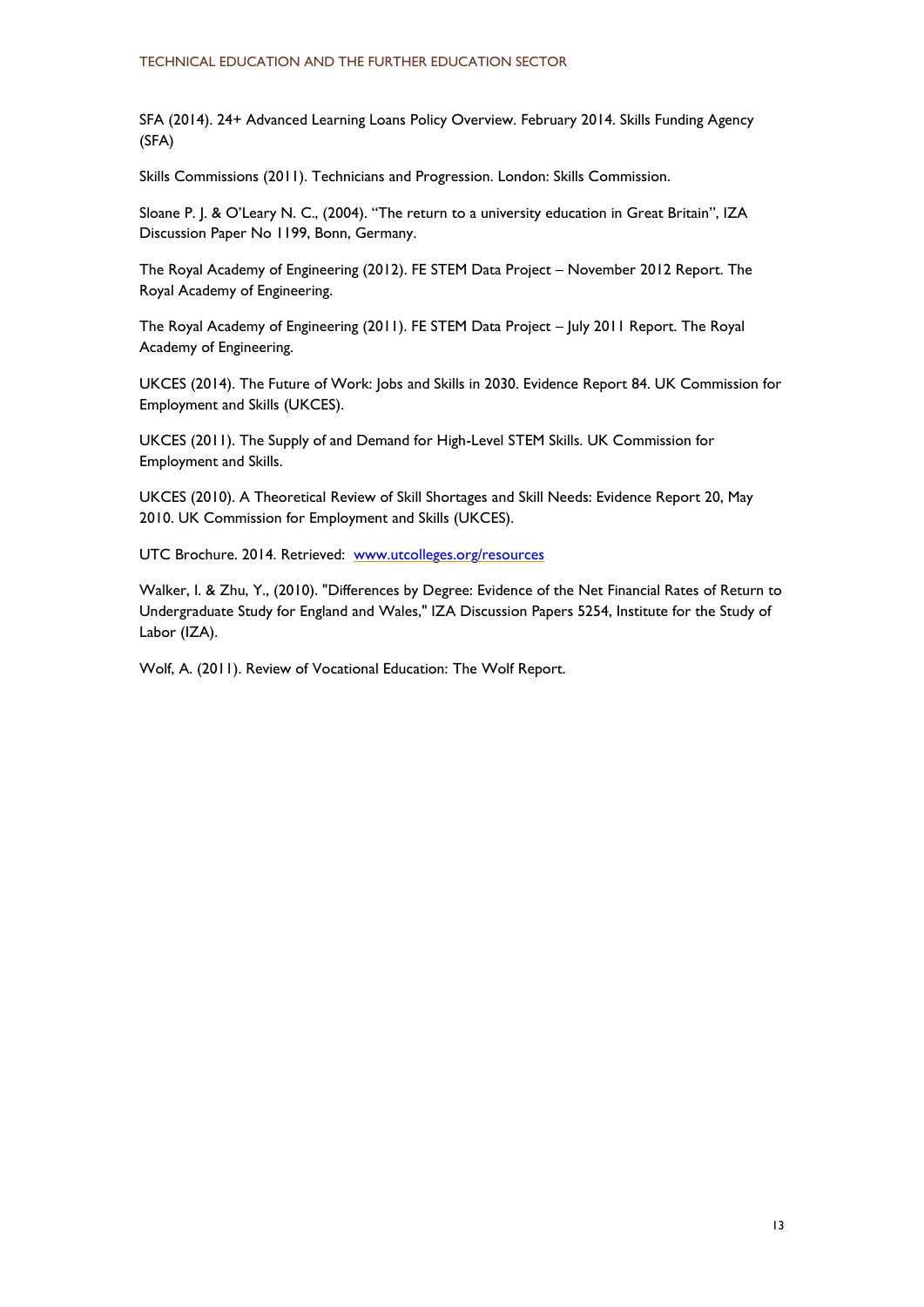SFA (2014). 24+ Advanced Learning Loans Policy Overview. February 2014. Skills Funding Agency (SFA)

Skills Commissions (2011). Technicians and Progression. London: Skills Commission.

Sloane P. J. & O'Leary N. C., (2004). "The return to a university education in Great Britain", IZA Discussion Paper No 1199, Bonn, Germany.

The Royal Academy of Engineering (2012). FE STEM Data Project – November 2012 Report. The Royal Academy of Engineering.

The Royal Academy of Engineering (2011). FE STEM Data Project – July 2011 Report. The Royal Academy of Engineering.

UKCES (2014). The Future of Work: Jobs and Skills in 2030. Evidence Report 84. UK Commission for Employment and Skills (UKCES).

UKCES (2011). The Supply of and Demand for High-Level STEM Skills. UK Commission for Employment and Skills.

UKCES (2010). A Theoretical Review of Skill Shortages and Skill Needs: Evidence Report 20, May 2010. UK Commission for Employment and Skills (UKCES).

UTC Brochure. 2014. Retrieved: [www.utcolleges.org/resources](www.utcolleges.org/resources)

Walker, I. & Zhu, Y., (2010). "Differences by Degree: Evidence of the Net Financial Rates of Return to Undergraduate Study for England and Wales," IZA Discussion Papers 5254, Institute for the Study of Labor (IZA).

Wolf, A. (2011). Review of Vocational Education: The Wolf Report.